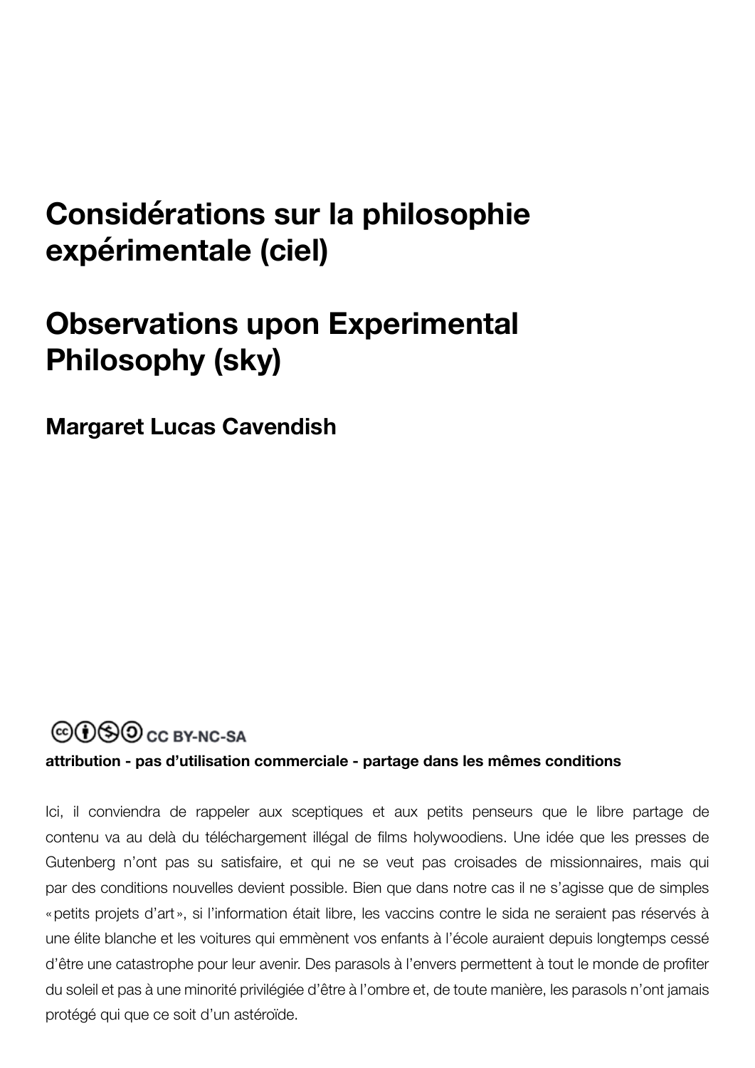# Considérations sur la philosophie expérimentale (ciel)

# Observations upon Experimental Philosophy (sky)

## Margaret Lucas Cavendish

CC BY-NC-SA

**attribution - pas d'utilisation commerciale - partage dans les mêmes conditions**

Ici, il conviendra de rappeler aux sceptiques et aux petits penseurs que le libre partage de contenu va au delà du téléchargement illégal de films holywoodiens. Une idée que les presses de Gutenberg n'ont pas su satisfaire, et qui ne se veut pas croisades de missionnaires, mais qui par des conditions nouvelles devient possible. Bien que dans notre cas il ne s'agisse que de simples «petits projets d'art», si l'information était libre, les vaccins contre le sida ne seraient pas réservés à une élite blanche et les voitures qui emmènent vos enfants à l'école auraient depuis longtemps cessé d'être une catastrophe pour leur avenir. Des parasols à l'envers permettent à tout le monde de profiter du soleil et pas à une minorité privilégiée d'être à l'ombre et, de toute manière, les parasols n'ont jamais protégé qui que ce soit d'un astéroïde.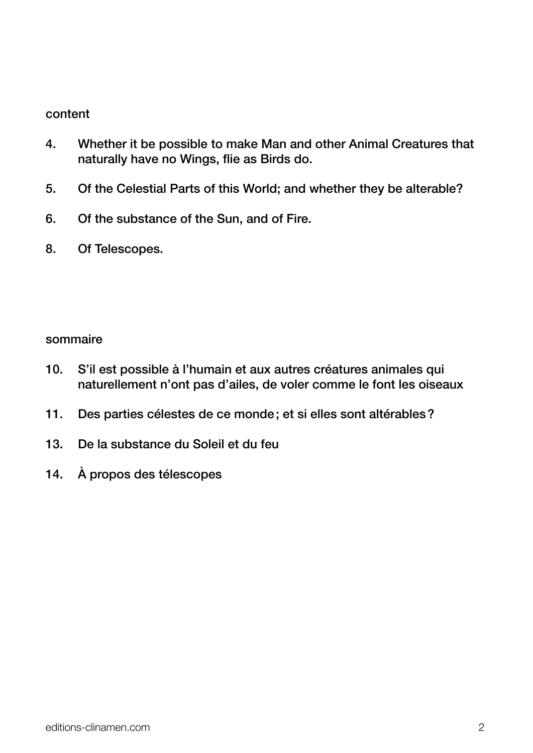content

4. Whether it be possible to make Man and other Animal Creatures that naturally have no Wings, flie as Birds do.

5. Of the Celestial Parts of this World; and whether they be alterable?

6. Of the substance of the Sun, and of Fire.

8. Of Telescopes.

sommaire

10. S'il est possible à l'humain et aux autres créatures animales qui naturellement n'ont pas d'ailes, de voler comme le font les oiseaux

11. Des parties célestes de ce monde ; et si elles sont altérables ?

13. De la substance du Soleil et du feu

14. À propos des télescopes

editions-clinamen.com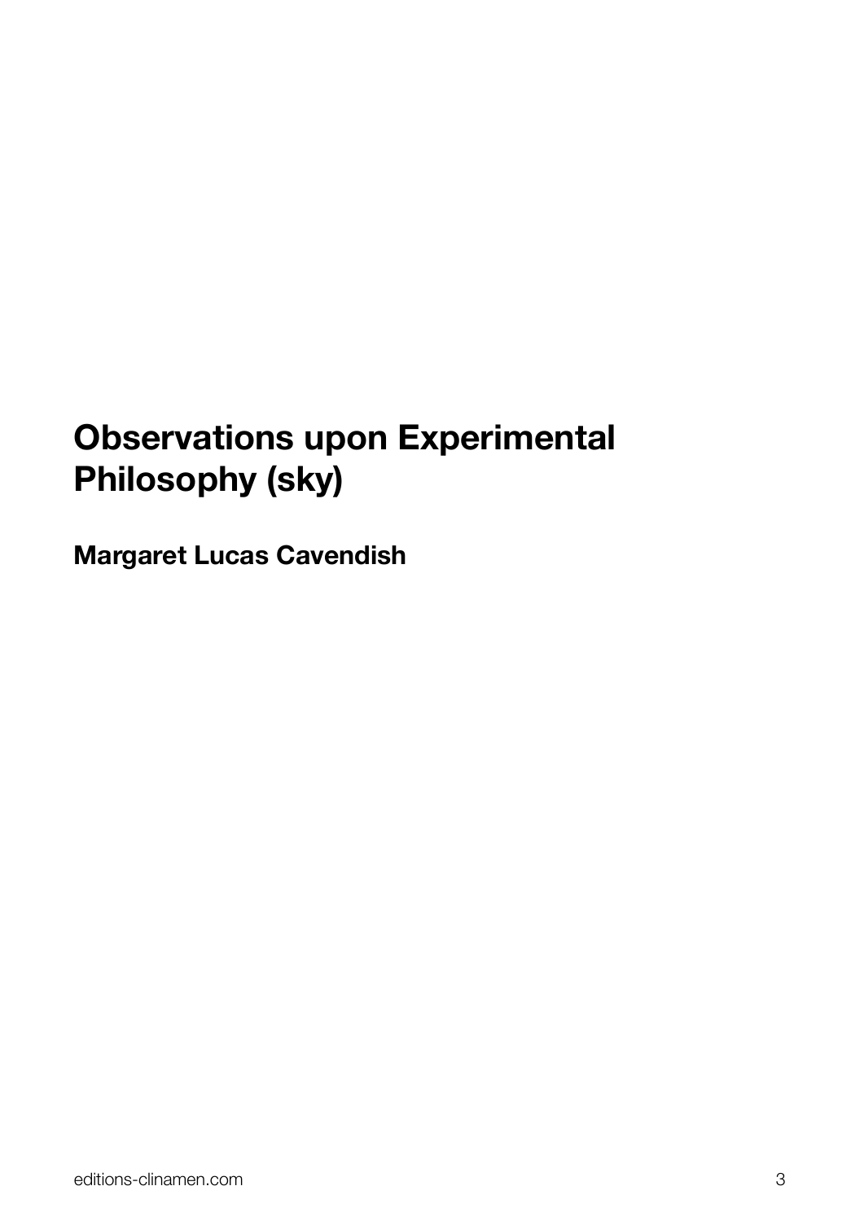# Observations upon Experimental Philosophy (sky)

**Margaret Lucas Cavendish**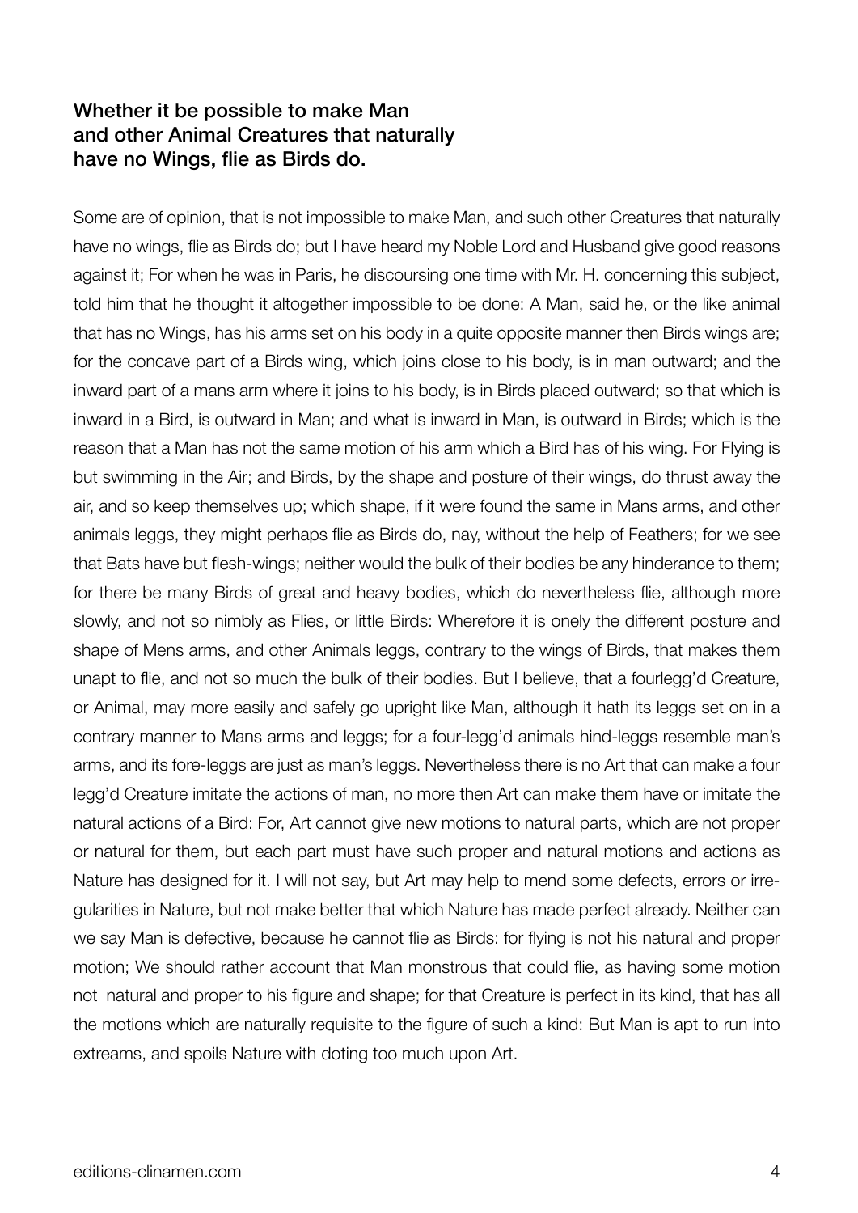## Whether it be possible to make Man and other Animal Creatures that naturally have no Wings, flie as Birds do.

Some are of opinion, that is not impossible to make Man, and such other Creatures that naturally have no wings, flie as Birds do; but I have heard my Noble Lord and Husband give good reasons against it; For when he was in Paris, he discoursing one time with Mr. H. concerning this subject, told him that he thought it altogether impossible to be done: A Man, said he, or the like animal that has no Wings, has his arms set on his body in a quite opposite manner then Birds wings are; for the concave part of a Birds wing, which joins close to his body, is in man outward; and the inward part of a mans arm where it joins to his body, is in Birds placed outward; so that which is inward in a Bird, is outward in Man; and what is inward in Man, is outward in Birds; which is the reason that a Man has not the same motion of his arm which a Bird has of his wing. For Flying is but swimming in the Air; and Birds, by the shape and posture of their wings, do thrust away the air, and so keep themselves up; which shape, if it were found the same in Mans arms, and other animals leggs, they might perhaps flie as Birds do, nay, without the help of Feathers; for we see that Bats have but flesh-wings; neither would the bulk of their bodies be any hinderance to them; for there be many Birds of great and heavy bodies, which do nevertheless flie, although more slowly, and not so nimbly as Flies, or little Birds: Wherefore it is onely the different posture and shape of Mens arms, and other Animals leggs, contrary to the wings of Birds, that makes them unapt to flie, and not so much the bulk of their bodies. But I believe, that a fourlegg'd Creature, or Animal, may more easily and safely go upright like Man, although it hath its leggs set on in a contrary manner to Mans arms and leggs; for a four-legg'd animals hind-leggs resemble man's arms, and its fore-leggs are just as man's leggs. Nevertheless there is no Art that can make a four legg'd Creature imitate the actions of man, no more then Art can make them have or imitate the natural actions of a Bird: For, Art cannot give new motions to natural parts, which are not proper or natural for them, but each part must have such proper and natural motions and actions as Nature has designed for it. I will not say, but Art may help to mend some defects, errors or irregularities in Nature, but not make better that which Nature has made perfect already. Neither can we say Man is defective, because he cannot flie as Birds: for flying is not his natural and proper motion; We should rather account that Man monstrous that could flie, as having some motion not natural and proper to his figure and shape; for that Creature is perfect in its kind, that has all the motions which are naturally requisite to the figure of such a kind: But Man is apt to run into extreams, and spoils Nature with doting too much upon Art.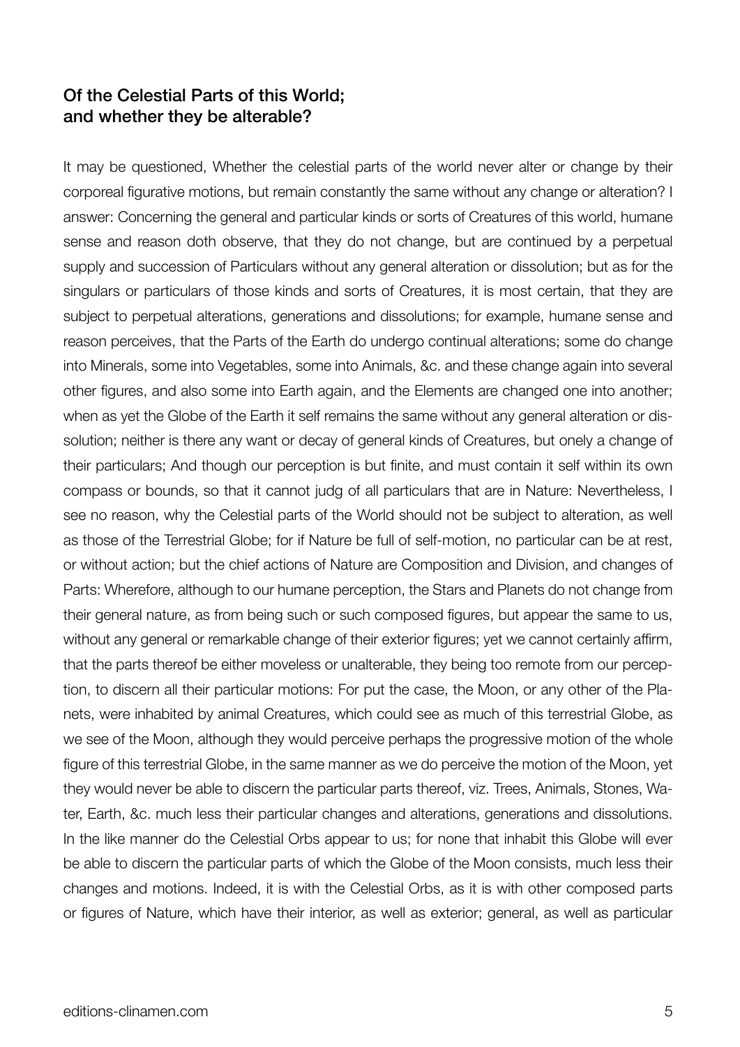## Of the Celestial Parts of this World; and whether they be alterable?

It may be questioned, Whether the celestial parts of the world never alter or change by their corporeal figurative motions, but remain constantly the same without any change or alteration? I answer: Concerning the general and particular kinds or sorts of Creatures of this world, humane sense and reason doth observe, that they do not change, but are continued by a perpetual supply and succession of Particulars without any general alteration or dissolution; but as for the singulars or particulars of those kinds and sorts of Creatures, it is most certain, that they are subject to perpetual alterations, generations and dissolutions; for example, humane sense and reason perceives, that the Parts of the Earth do undergo continual alterations; some do change into Minerals, some into Vegetables, some into Animals, &c. and these change again into several other figures, and also some into Earth again, and the Elements are changed one into another; when as yet the Globe of the Earth it self remains the same without any general alteration or dissolution; neither is there any want or decay of general kinds of Creatures, but onely a change of their particulars; And though our perception is but finite, and must contain it self within its own compass or bounds, so that it cannot judg of all particulars that are in Nature: Nevertheless, I see no reason, why the Celestial parts of the World should not be subject to alteration, as well as those of the Terrestrial Globe; for if Nature be full of self-motion, no particular can be at rest, or without action; but the chief actions of Nature are Composition and Division, and changes of Parts: Wherefore, although to our humane perception, the Stars and Planets do not change from their general nature, as from being such or such composed figures, but appear the same to us, without any general or remarkable change of their exterior figures; yet we cannot certainly affirm, that the parts thereof be either moveless or unalterable, they being too remote from our perception, to discern all their particular motions: For put the case, the Moon, or any other of the Planets, were inhabited by animal Creatures, which could see as much of this terrestrial Globe, as we see of the Moon, although they would perceive perhaps the progressive motion of the whole figure of this terrestrial Globe, in the same manner as we do perceive the motion of the Moon, yet they would never be able to discern the particular parts thereof, viz. Trees, Animals, Stones, Water, Earth, &c. much less their particular changes and alterations, generations and dissolutions. In the like manner do the Celestial Orbs appear to us; for none that inhabit this Globe will ever be able to discern the particular parts of which the Globe of the Moon consists, much less their changes and motions. Indeed, it is with the Celestial Orbs, as it is with other composed parts or figures of Nature, which have their interior, as well as exterior; general, as well as particular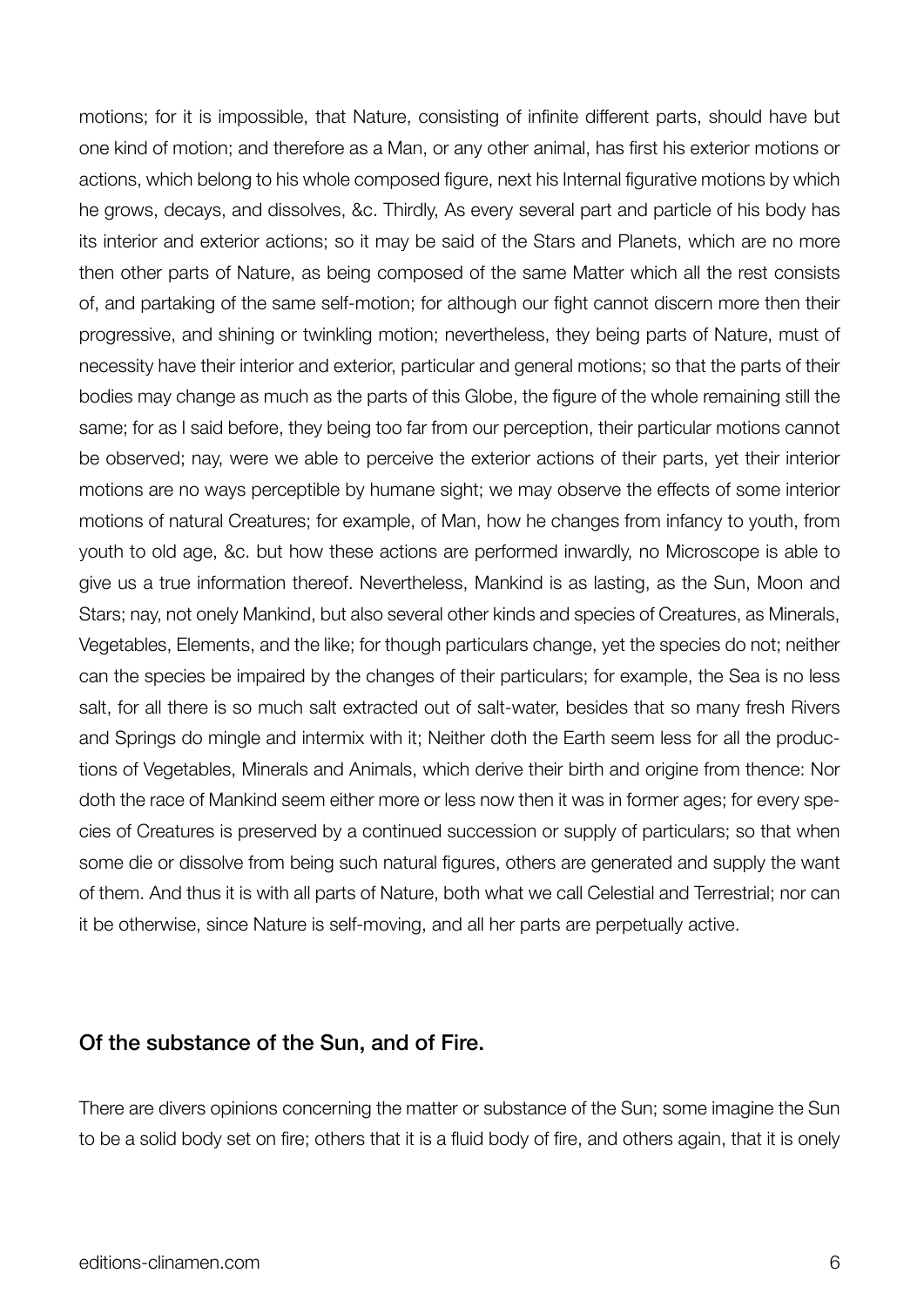motions; for it is impossible, that Nature, consisting of infinite different parts, should have but one kind of motion; and therefore as a Man, or any other animal, has first his exterior motions or actions, which belong to his whole composed figure, next his Internal figurative motions by which he grows, decays, and dissolves, &c. Thirdly, As every several part and particle of his body has its interior and exterior actions; so it may be said of the Stars and Planets, which are no more then other parts of Nature, as being composed of the same Matter which all the rest consists of, and partaking of the same self-motion; for although our fight cannot discern more then their progressive, and shining or twinkling motion; nevertheless, they being parts of Nature, must of necessity have their interior and exterior, particular and general motions; so that the parts of their bodies may change as much as the parts of this Globe, the figure of the whole remaining still the same; for as I said before, they being too far from our perception, their particular motions cannot be observed; nay, were we able to perceive the exterior actions of their parts, yet their interior motions are no ways perceptible by humane sight; we may observe the effects of some interior motions of natural Creatures; for example, of Man, how he changes from infancy to youth, from youth to old age, &c. but how these actions are performed inwardly, no Microscope is able to give us a true information thereof. Nevertheless, Mankind is as lasting, as the Sun, Moon and Stars; nay, not onely Mankind, but also several other kinds and species of Creatures, as Minerals, Vegetables, Elements, and the like; for though particulars change, yet the species do not; neither can the species be impaired by the changes of their particulars; for example, the Sea is no less salt, for all there is so much salt extracted out of salt-water, besides that so many fresh Rivers and Springs do mingle and intermix with it; Neither doth the Earth seem less for all the productions of Vegetables, Minerals and Animals, which derive their birth and origine from thence: Nor doth the race of Mankind seem either more or less now then it was in former ages; for every species of Creatures is preserved by a continued succession or supply of particulars; so that when some die or dissolve from being such natural figures, others are generated and supply the want of them. And thus it is with all parts of Nature, both what we call Celestial and Terrestrial; nor can it be otherwise, since Nature is self-moving, and all her parts are perpetually active.

## Of the substance of the Sun, and of Fire.

There are divers opinions concerning the matter or substance of the Sun; some imagine the Sun to be a solid body set on fire; others that it is a fluid body of fire, and others again, that it is onely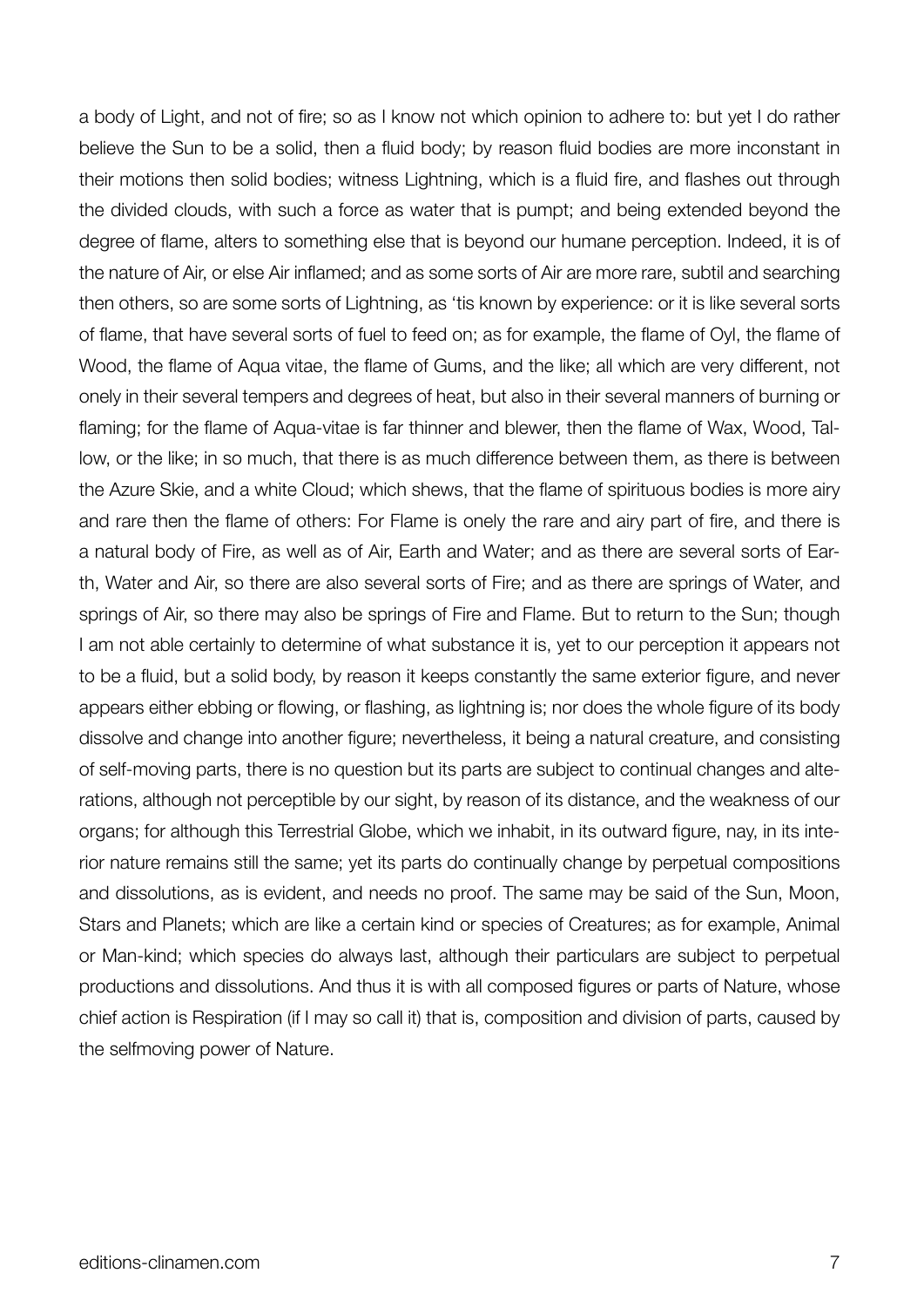a body of Light, and not of fire; so as I know not which opinion to adhere to: but yet I do rather believe the Sun to be a solid, then a fluid body; by reason fluid bodies are more inconstant in their motions then solid bodies; witness Lightning, which is a fluid fire, and flashes out through the divided clouds, with such a force as water that is pumpt; and being extended beyond the degree of flame, alters to something else that is beyond our humane perception. Indeed, it is of the nature of Air, or else Air inflamed; and as some sorts of Air are more rare, subtil and searching then others, so are some sorts of Lightning, as 'tis known by experience: or it is like several sorts of flame, that have several sorts of fuel to feed on; as for example, the flame of Oyl, the flame of Wood, the flame of Aqua vitae, the flame of Gums, and the like; all which are very different, not onely in their several tempers and degrees of heat, but also in their several manners of burning or flaming; for the flame of Aqua-vitae is far thinner and blewer, then the flame of Wax, Wood, Tallow, or the like; in so much, that there is as much difference between them, as there is between the Azure Skie, and a white Cloud; which shews, that the flame of spirituous bodies is more airy and rare then the flame of others: For Flame is onely the rare and airy part of fire, and there is a natural body of Fire, as well as of Air, Earth and Water; and as there are several sorts of Earth, Water and Air, so there are also several sorts of Fire; and as there are springs of Water, and springs of Air, so there may also be springs of Fire and Flame. But to return to the Sun; though I am not able certainly to determine of what substance it is, yet to our perception it appears not to be a fluid, but a solid body, by reason it keeps constantly the same exterior figure, and never appears either ebbing or flowing, or flashing, as lightning is; nor does the whole figure of its body dissolve and change into another figure; nevertheless, it being a natural creature, and consisting of self-moving parts, there is no question but its parts are subject to continual changes and alterations, although not perceptible by our sight, by reason of its distance, and the weakness of our organs; for although this Terrestrial Globe, which we inhabit, in its outward figure, nay, in its interior nature remains still the same; yet its parts do continually change by perpetual compositions and dissolutions, as is evident, and needs no proof. The same may be said of the Sun, Moon, Stars and Planets; which are like a certain kind or species of Creatures; as for example, Animal or Man-kind; which species do always last, although their particulars are subject to perpetual productions and dissolutions. And thus it is with all composed figures or parts of Nature, whose chief action is Respiration (if I may so call it) that is, composition and division of parts, caused by the selfmoving power of Nature.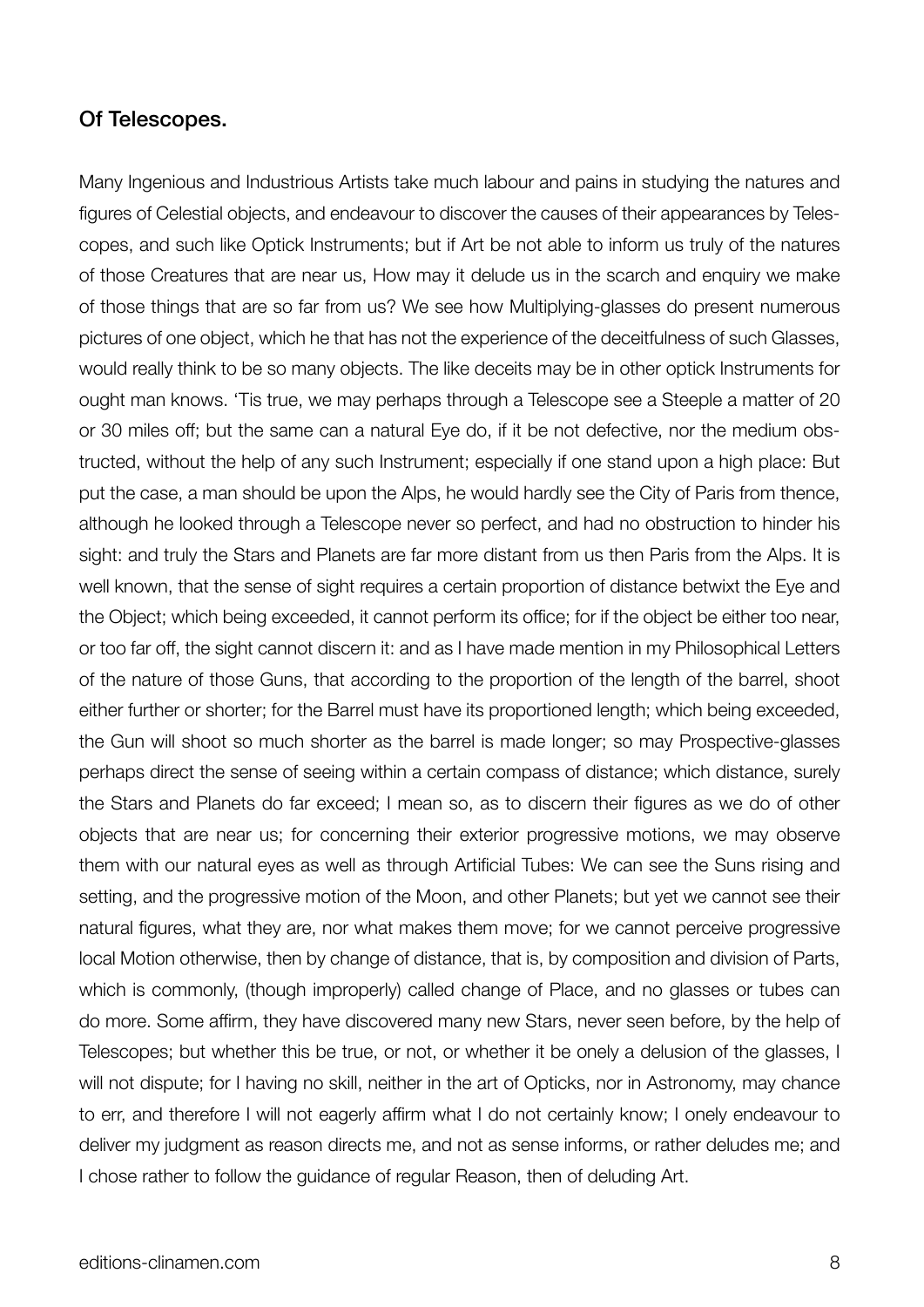## Of Telescopes.

Many Ingenious and Industrious Artists take much labour and pains in studying the natures and figures of Celestial objects, and endeavour to discover the causes of their appearances by Telescopes, and such like Optick Instruments; but if Art be not able to inform us truly of the natures of those Creatures that are near us, How may it delude us in the scarch and enquiry we make of those things that are so far from us? We see how Multiplying-glasses do present numerous pictures of one object, which he that has not the experience of the deceitfulness of such Glasses, would really think to be so many objects. The like deceits may be in other optick Instruments for ought man knows. 'Tis true, we may perhaps through a Telescope see a Steeple a matter of 20 or 30 miles off; but the same can a natural Eye do, if it be not defective, nor the medium obstructed, without the help of any such Instrument; especially if one stand upon a high place: But put the case, a man should be upon the Alps, he would hardly see the City of Paris from thence, although he looked through a Telescope never so perfect, and had no obstruction to hinder his sight: and truly the Stars and Planets are far more distant from us then Paris from the Alps. It is well known, that the sense of sight requires a certain proportion of distance betwixt the Eye and the Object; which being exceeded, it cannot perform its office; for if the object be either too near, or too far off, the sight cannot discern it: and as I have made mention in my Philosophical Letters of the nature of those Guns, that according to the proportion of the length of the barrel, shoot either further or shorter; for the Barrel must have its proportioned length; which being exceeded, the Gun will shoot so much shorter as the barrel is made longer; so may Prospective-glasses perhaps direct the sense of seeing within a certain compass of distance; which distance, surely the Stars and Planets do far exceed; I mean so, as to discern their figures as we do of other objects that are near us; for concerning their exterior progressive motions, we may observe them with our natural eyes as well as through Artificial Tubes: We can see the Suns rising and setting, and the progressive motion of the Moon, and other Planets; but yet we cannot see their natural figures, what they are, nor what makes them move; for we cannot perceive progressive local Motion otherwise, then by change of distance, that is, by composition and division of Parts, which is commonly, (though improperly) called change of Place, and no glasses or tubes can do more. Some affirm, they have discovered many new Stars, never seen before, by the help of Telescopes; but whether this be true, or not, or whether it be onely a delusion of the glasses, I will not dispute; for I having no skill, neither in the art of Opticks, nor in Astronomy, may chance to err, and therefore I will not eagerly affirm what I do not certainly know; I onely endeavour to deliver my judgment as reason directs me, and not as sense informs, or rather deludes me; and I chose rather to follow the guidance of regular Reason, then of deluding Art.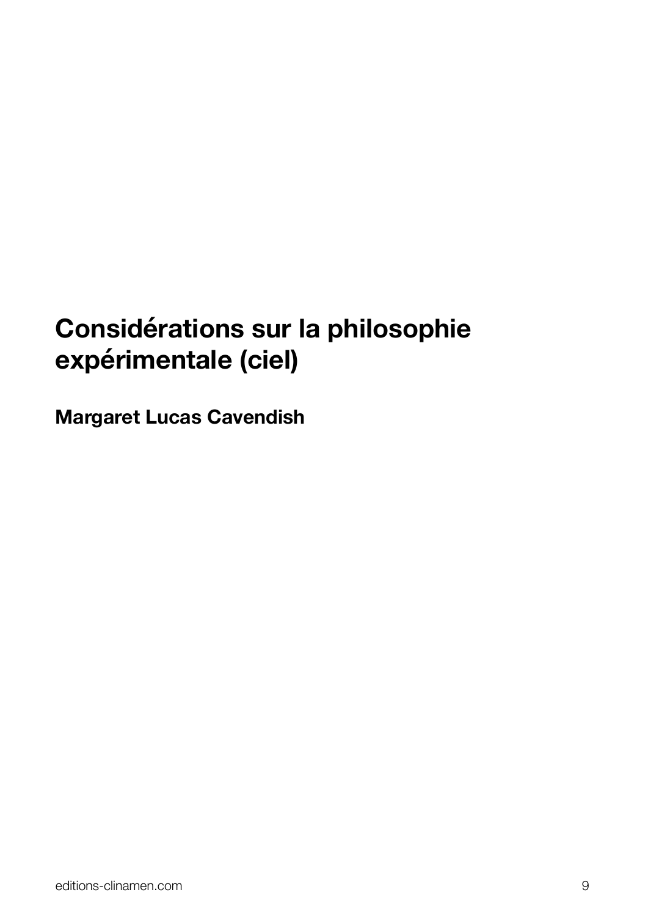# Considérations sur la philosophie expérimentale (ciel)

**Margaret Lucas Cavendish**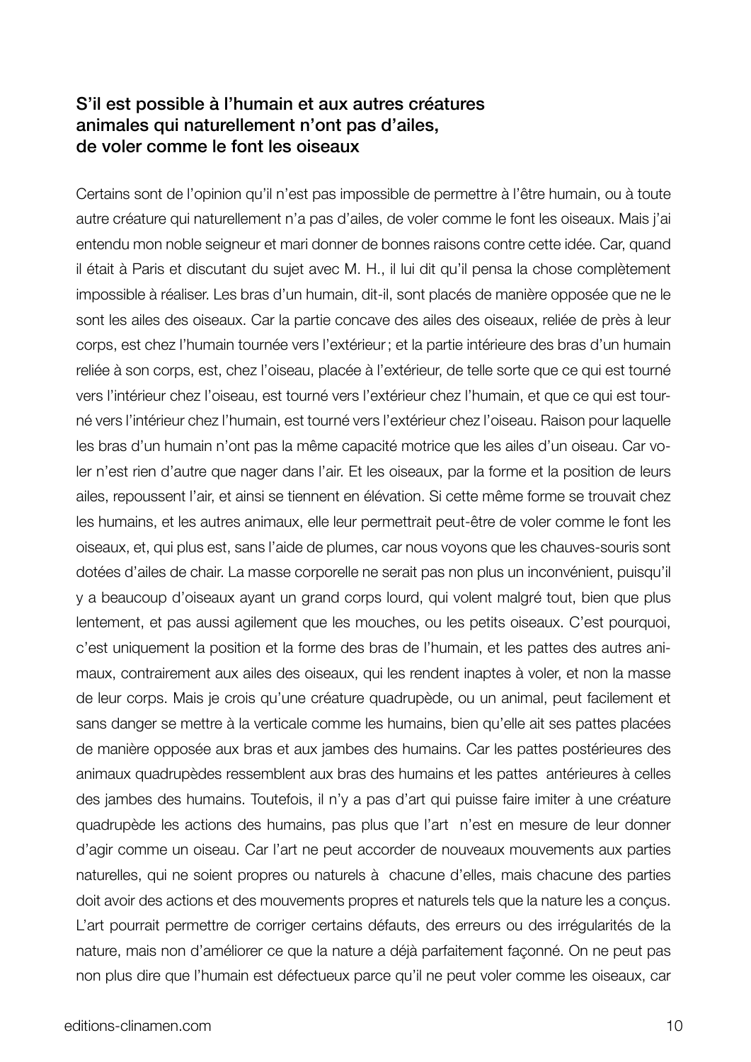## S'il est possible à l'humain et aux autres créatures animales qui naturellement n'ont pas d'ailes, de voler comme le font les oiseaux

Certains sont de l'opinion qu'il n'est pas impossible de permettre à l'être humain, ou à toute autre créature qui naturellement n'a pas d'ailes, de voler comme le font les oiseaux. Mais j'ai entendu mon noble seigneur et mari donner de bonnes raisons contre cette idée. Car, quand il était à Paris et discutant du sujet avec M. H., il lui dit qu'il pensa la chose complètement impossible à réaliser. Les bras d'un humain, dit-il, sont placés de manière opposée que ne le sont les ailes des oiseaux. Car la partie concave des ailes des oiseaux, reliée de près à leur corps, est chez l'humain tournée vers l'extérieur ; et la partie intérieure des bras d'un humain reliée à son corps, est, chez l'oiseau, placée à l'extérieur, de telle sorte que ce qui est tourné vers l'intérieur chez l'oiseau, est tourné vers l'extérieur chez l'humain, et que ce qui est tourné vers l'intérieur chez l'humain, est tourné vers l'extérieur chez l'oiseau. Raison pour laquelle les bras d'un humain n'ont pas la même capacité motrice que les ailes d'un oiseau. Car voler n'est rien d'autre que nager dans l'air. Et les oiseaux, par la forme et la position de leurs ailes, repoussent l'air, et ainsi se tiennent en élévation. Si cette même forme se trouvait chez les humains, et les autres animaux, elle leur permettrait peut-être de voler comme le font les oiseaux, et, qui plus est, sans l'aide de plumes, car nous voyons que les chauves-souris sont dotées d'ailes de chair. La masse corporelle ne serait pas non plus un inconvénient, puisqu'il y a beaucoup d'oiseaux ayant un grand corps lourd, qui volent malgré tout, bien que plus lentement, et pas aussi agilement que les mouches, ou les petits oiseaux. C'est pourquoi, c'est uniquement la position et la forme des bras de l'humain, et les pattes des autres animaux, contrairement aux ailes des oiseaux, qui les rendent inaptes à voler, et non la masse de leur corps. Mais je crois qu'une créature quadrupède, ou un animal, peut facilement et sans danger se mettre à la verticale comme les humains, bien qu'elle ait ses pattes placées de manière opposée aux bras et aux jambes des humains. Car les pattes postérieures des animaux quadrupèdes ressemblent aux bras des humains et les pattes antérieures à celles des jambes des humains. Toutefois, il n'y a pas d'art qui puisse faire imiter à une créature quadrupède les actions des humains, pas plus que l'art n'est en mesure de leur donner d'agir comme un oiseau. Car l'art ne peut accorder de nouveaux mouvements aux parties naturelles, qui ne soient propres ou naturels à chacune d'elles, mais chacune des parties doit avoir des actions et des mouvements propres et naturels tels que la nature les a conçus. L'art pourrait permettre de corriger certains défauts, des erreurs ou des irrégularités de la nature, mais non d'améliorer ce que la nature a déjà parfaitement façonné. On ne peut pas non plus dire que l'humain est défectueux parce qu'il ne peut voler comme les oiseaux, car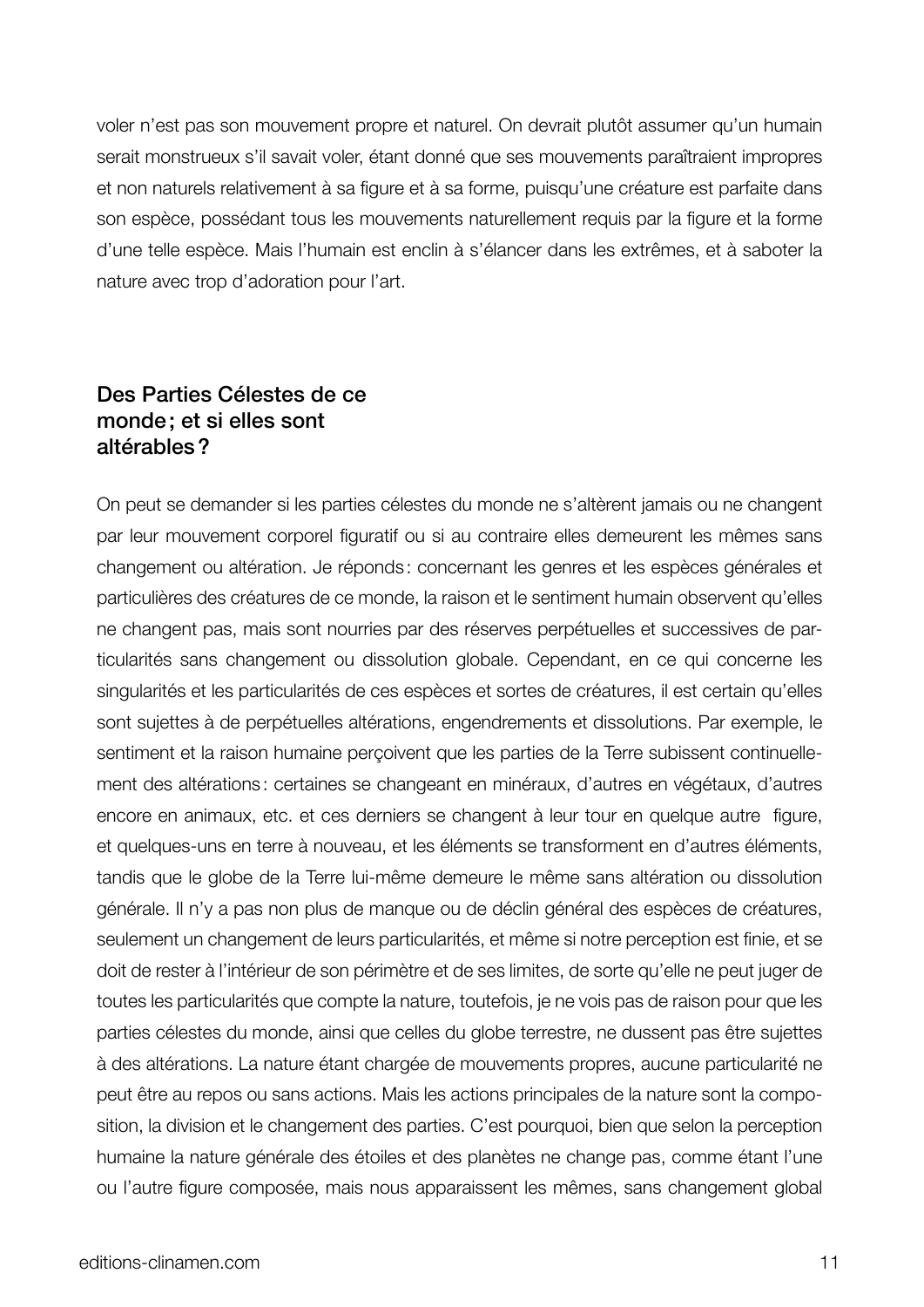voler n'est pas son mouvement propre et naturel. On devrait plutôt assumer qu'un humain serait monstrueux s'il savait voler, étant donné que ses mouvements paraîtraient impropres et non naturels relativement à sa figure et à sa forme, puisqu'une créature est parfaite dans son espèce, possédant tous les mouvements naturellement requis par la figure et la forme d'une telle espèce. Mais l'humain est enclin à s'élancer dans les extrêmes, et à saboter la nature avec trop d'adoration pour l'art.

## Des Parties Célestes de ce monde ; et si elles sont altérables ?

On peut se demander si les parties célestes du monde ne s'altèrent jamais ou ne changent par leur mouvement corporel figuratif ou si au contraire elles demeurent les mêmes sans changement ou altération. Je réponds : concernant les genres et les espèces générales et particulières des créatures de ce monde, la raison et le sentiment humain observent qu'elles ne changent pas, mais sont nourries par des réserves perpétuelles et successives de particularités sans changement ou dissolution globale. Cependant, en ce qui concerne les singularités et les particularités de ces espèces et sortes de créatures, il est certain qu'elles sont sujettes à de perpétuelles altérations, engendrements et dissolutions. Par exemple, le sentiment et la raison humaine perçoivent que les parties de la Terre subissent continuellement des altérations : certaines se changeant en minéraux, d'autres en végétaux, d'autres encore en animaux, etc. et ces derniers se changent à leur tour en quelque autre figure, et quelques-uns en terre à nouveau, et les éléments se transforment en d'autres éléments, tandis que le globe de la Terre lui-même demeure le même sans altération ou dissolution générale. Il n'y a pas non plus de manque ou de déclin général des espèces de créatures, seulement un changement de leurs particularités, et même si notre perception est finie, et se doit de rester à l'intérieur de son périmètre et de ses limites, de sorte qu'elle ne peut juger de toutes les particularités que compte la nature, toutefois, je ne vois pas de raison pour que les parties célestes du monde, ainsi que celles du globe terrestre, ne dussent pas être sujettes à des altérations. La nature étant chargée de mouvements propres, aucune particularité ne peut être au repos ou sans actions. Mais les actions principales de la nature sont la composition, la division et le changement des parties. C'est pourquoi, bien que selon la perception humaine la nature générale des étoiles et des planètes ne change pas, comme étant l'une ou l'autre figure composée, mais nous apparaissent les mêmes, sans changement global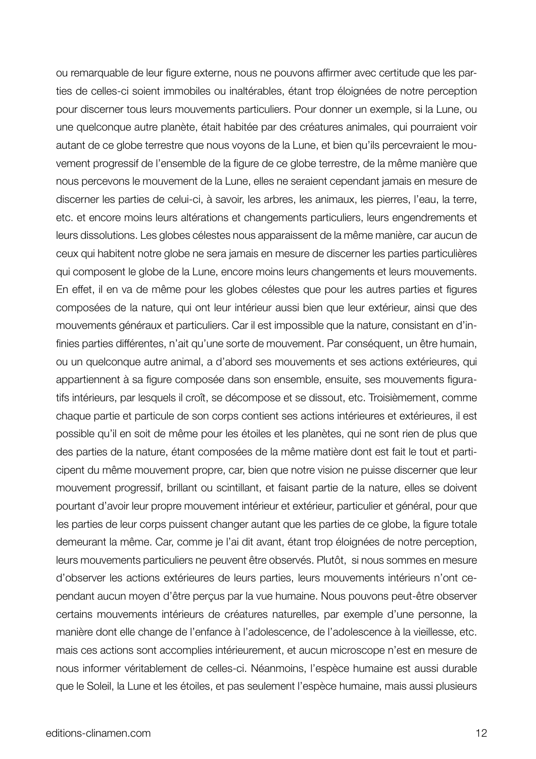ou remarquable de leur figure externe, nous ne pouvons affirmer avec certitude que les parties de celles-ci soient immobiles ou inaltérables, étant trop éloignées de notre perception pour discerner tous leurs mouvements particuliers. Pour donner un exemple, si la Lune, ou une quelconque autre planète, était habitée par des créatures animales, qui pourraient voir autant de ce globe terrestre que nous voyons de la Lune, et bien qu'ils percevraient le mouvement progressif de l'ensemble de la figure de ce globe terrestre, de la même manière que nous percevons le mouvement de la Lune, elles ne seraient cependant jamais en mesure de discerner les parties de celui-ci, à savoir, les arbres, les animaux, les pierres, l'eau, la terre, etc. et encore moins leurs altérations et changements particuliers, leurs engendrements et leurs dissolutions. Les globes célestes nous apparaissent de la même manière, car aucun de ceux qui habitent notre globe ne sera jamais en mesure de discerner les parties particulières qui composent le globe de la Lune, encore moins leurs changements et leurs mouvements. En effet, il en va de même pour les globes célestes que pour les autres parties et figures composées de la nature, qui ont leur intérieur aussi bien que leur extérieur, ainsi que des mouvements généraux et particuliers. Car il est impossible que la nature, consistant en d'infinies parties différentes, n'ait qu'une sorte de mouvement. Par conséquent, un être humain, ou un quelconque autre animal, a d'abord ses mouvements et ses actions extérieures, qui appartiennent à sa figure composée dans son ensemble, ensuite, ses mouvements figuratifs intérieurs, par lesquels il croît, se décompose et se dissout, etc. Troisièmement, comme chaque partie et particule de son corps contient ses actions intérieures et extérieures, il est possible qu'il en soit de même pour les étoiles et les planètes, qui ne sont rien de plus que des parties de la nature, étant composées de la même matière dont est fait le tout et participent du même mouvement propre, car, bien que notre vision ne puisse discerner que leur mouvement progressif, brillant ou scintillant, et faisant partie de la nature, elles se doivent pourtant d'avoir leur propre mouvement intérieur et extérieur, particulier et général, pour que les parties de leur corps puissent changer autant que les parties de ce globe, la figure totale demeurant la même. Car, comme je l'ai dit avant, étant trop éloignées de notre perception, leurs mouvements particuliers ne peuvent être observés. Plutôt, si nous sommes en mesure d'observer les actions extérieures de leurs parties, leurs mouvements intérieurs n'ont cependant aucun moyen d'être perçus par la vue humaine. Nous pouvons peut-être observer certains mouvements intérieurs de créatures naturelles, par exemple d'une personne, la manière dont elle change de l'enfance à l'adolescence, de l'adolescence à la vieillesse, etc. mais ces actions sont accomplies intérieurement, et aucun microscope n'est en mesure de nous informer véritablement de celles-ci. Néanmoins, l'espèce humaine est aussi durable que le Soleil, la Lune et les étoiles, et pas seulement l'espèce humaine, mais aussi plusieurs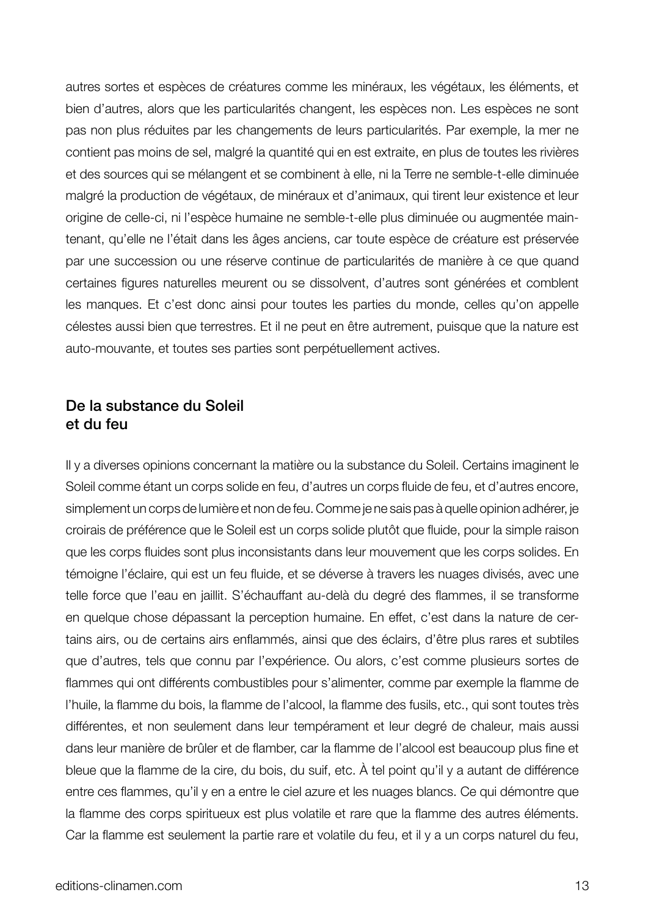autres sortes et espèces de créatures comme les minéraux, les végétaux, les éléments, et bien d'autres, alors que les particularités changent, les espèces non. Les espèces ne sont pas non plus réduites par les changements de leurs particularités. Par exemple, la mer ne contient pas moins de sel, malgré la quantité qui en est extraite, en plus de toutes les rivières et des sources qui se mélangent et se combinent à elle, ni la Terre ne semble-t-elle diminuée malgré la production de végétaux, de minéraux et d'animaux, qui tirent leur existence et leur origine de celle-ci, ni l'espèce humaine ne semble-t-elle plus diminuée ou augmentée maintenant, qu'elle ne l'était dans les âges anciens, car toute espèce de créature est préservée par une succession ou une réserve continue de particularités de manière à ce que quand certaines figures naturelles meurent ou se dissolvent, d'autres sont générées et comblent les manques. Et c'est donc ainsi pour toutes les parties du monde, celles qu'on appelle célestes aussi bien que terrestres. Et il ne peut en être autrement, puisque que la nature est auto-mouvante, et toutes ses parties sont perpétuellement actives.

## De la substance du Soleil et du feu

Il y a diverses opinions concernant la matière ou la substance du Soleil. Certains imaginent le Soleil comme étant un corps solide en feu, d'autres un corps fluide de feu, et d'autres encore, simplement un corps de lumière et non de feu. Comme je ne sais pas à quelle opinion adhérer, je croirais de préférence que le Soleil est un corps solide plutôt que fluide, pour la simple raison que les corps fluides sont plus inconsistants dans leur mouvement que les corps solides. En témoigne l'éclaire, qui est un feu fluide, et se déverse à travers les nuages divisés, avec une telle force que l'eau en jaillit. S'échauffant au-delà du degré des flammes, il se transforme en quelque chose dépassant la perception humaine. En effet, c'est dans la nature de certains airs, ou de certains airs enflammés, ainsi que des éclairs, d'être plus rares et subtiles que d'autres, tels que connu par l'expérience. Ou alors, c'est comme plusieurs sortes de flammes qui ont différents combustibles pour s'alimenter, comme par exemple la flamme de l'huile, la flamme du bois, la flamme de l'alcool, la flamme des fusils, etc., qui sont toutes très différentes, et non seulement dans leur tempérament et leur degré de chaleur, mais aussi dans leur manière de brûler et de flamber, car la flamme de l'alcool est beaucoup plus fine et bleue que la flamme de la cire, du bois, du suif, etc. À tel point qu'il y a autant de différence entre ces flammes, qu'il y en a entre le ciel azure et les nuages blancs. Ce qui démontre que la flamme des corps spiritueux est plus volatile et rare que la flamme des autres éléments. Car la flamme est seulement la partie rare et volatile du feu, et il y a un corps naturel du feu,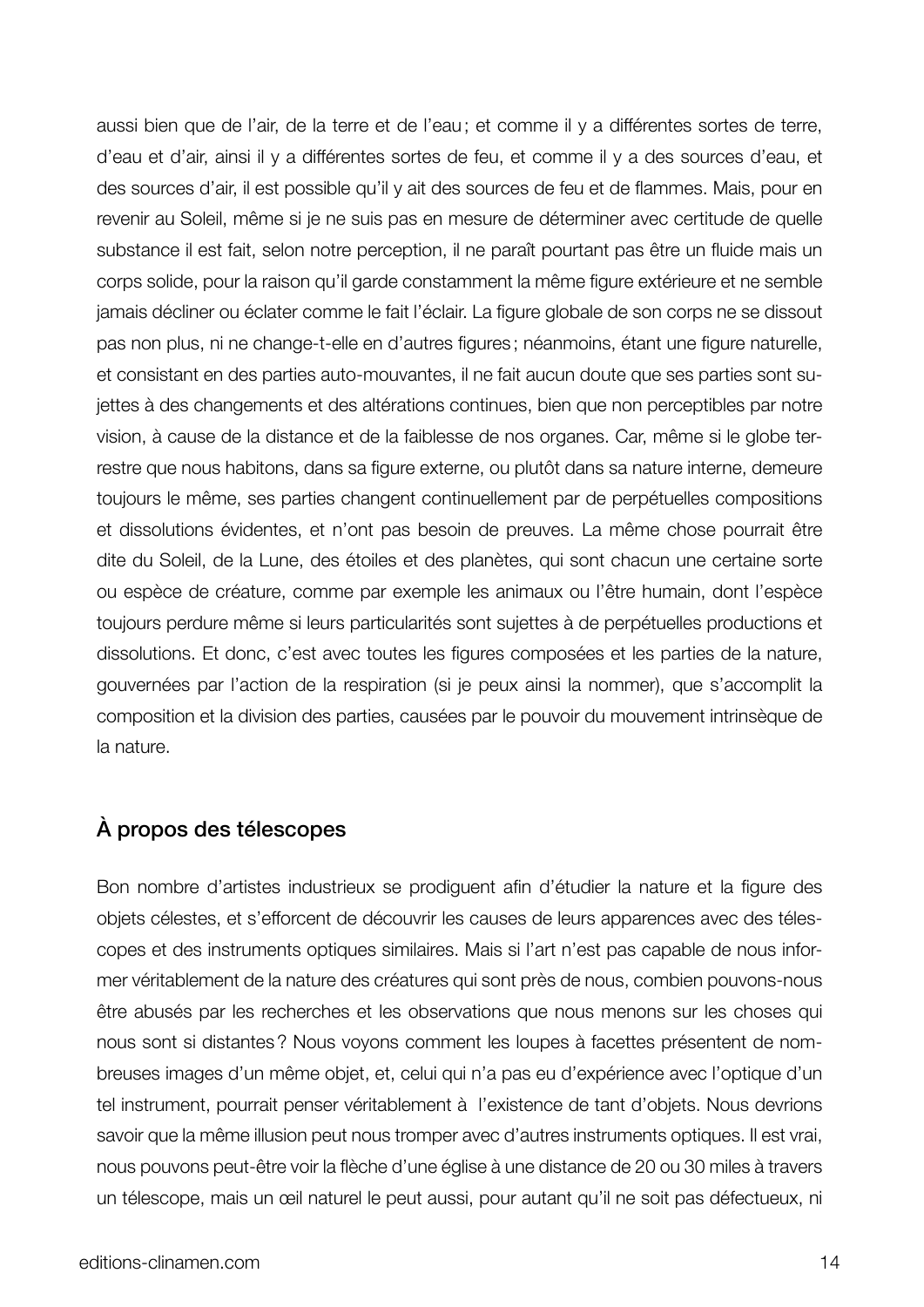aussi bien que de l'air, de la terre et de l'eau ; et comme il y a différentes sortes de terre, d'eau et d'air, ainsi il y a différentes sortes de feu, et comme il y a des sources d'eau, et des sources d'air, il est possible qu'il y ait des sources de feu et de flammes. Mais, pour en revenir au Soleil, même si je ne suis pas en mesure de déterminer avec certitude de quelle substance il est fait, selon notre perception, il ne paraît pourtant pas être un fluide mais un corps solide, pour la raison qu'il garde constamment la même figure extérieure et ne semble jamais décliner ou éclater comme le fait l'éclair. La figure globale de son corps ne se dissout pas non plus, ni ne change-t-elle en d'autres figures ; néanmoins, étant une figure naturelle, et consistant en des parties auto-mouvantes, il ne fait aucun doute que ses parties sont sujettes à des changements et des altérations continues, bien que non perceptibles par notre vision, à cause de la distance et de la faiblesse de nos organes. Car, même si le globe terrestre que nous habitons, dans sa figure externe, ou plutôt dans sa nature interne, demeure toujours le même, ses parties changent continuellement par de perpétuelles compositions et dissolutions évidentes, et n'ont pas besoin de preuves. La même chose pourrait être dite du Soleil, de la Lune, des étoiles et des planètes, qui sont chacun une certaine sorte ou espèce de créature, comme par exemple les animaux ou l'être humain, dont l'espèce toujours perdure même si leurs particularités sont sujettes à de perpétuelles productions et dissolutions. Et donc, c'est avec toutes les figures composées et les parties de la nature, gouvernées par l'action de la respiration (si je peux ainsi la nommer), que s'accomplit la composition et la division des parties, causées par le pouvoir du mouvement intrinsèque de la nature.

## À propos des télescopes

Bon nombre d'artistes industrieux se prodiguent afin d'étudier la nature et la figure des objets célestes, et s'efforcent de découvrir les causes de leurs apparences avec des télescopes et des instruments optiques similaires. Mais si l'art n'est pas capable de nous informer véritablement de la nature des créatures qui sont près de nous, combien pouvons-nous être abusés par les recherches et les observations que nous menons sur les choses qui nous sont si distantes ? Nous voyons comment les loupes à facettes présentent de nombreuses images d'un même objet, et, celui qui n'a pas eu d'expérience avec l'optique d'un tel instrument, pourrait penser véritablement à l'existence de tant d'objets. Nous devrions savoir que la même illusion peut nous tromper avec d'autres instruments optiques. Il est vrai, nous pouvons peut-être voir la flèche d'une église à une distance de 20 ou 30 miles à travers un télescope, mais un œil naturel le peut aussi, pour autant qu'il ne soit pas défectueux, ni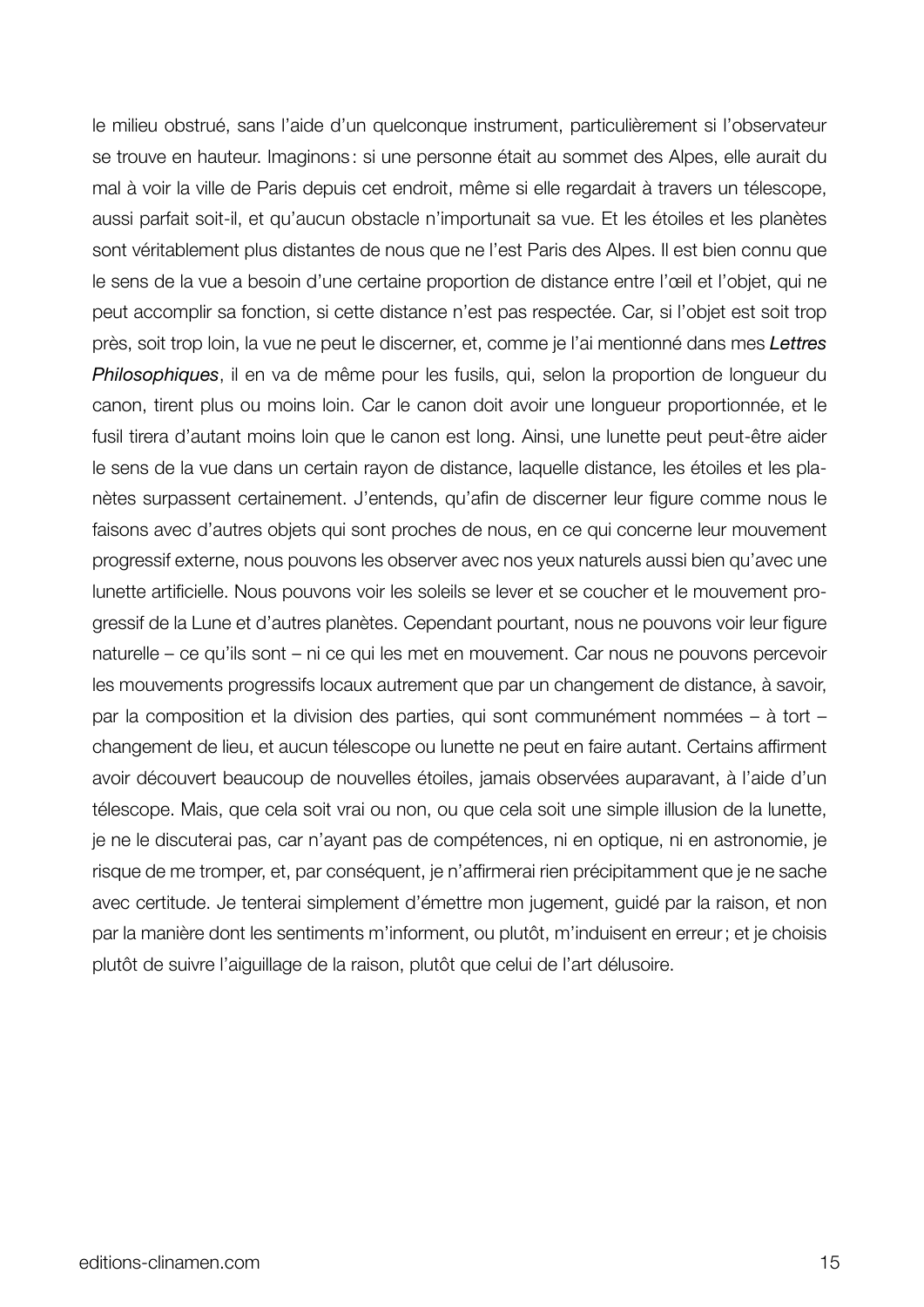le milieu obstrué, sans l'aide d'un quelconque instrument, particulièrement si l'observateur se trouve en hauteur. Imaginons : si une personne était au sommet des Alpes, elle aurait du mal à voir la ville de Paris depuis cet endroit, même si elle regardait à travers un télescope, aussi parfait soit-il, et qu'aucun obstacle n'importunait sa vue. Et les étoiles et les planètes sont véritablement plus distantes de nous que ne l'est Paris des Alpes. Il est bien connu que le sens de la vue a besoin d'une certaine proportion de distance entre l'œil et l'objet, qui ne peut accomplir sa fonction, si cette distance n'est pas respectée. Car, si l'objet est soit trop près, soit trop loin, la vue ne peut le discerner, et, comme je l'ai mentionné dans mes *Lettres Philosophiques*, il en va de même pour les fusils, qui, selon la proportion de longueur du canon, tirent plus ou moins loin. Car le canon doit avoir une longueur proportionnée, et le fusil tirera d'autant moins loin que le canon est long. Ainsi, une lunette peut peut-être aider le sens de la vue dans un certain rayon de distance, laquelle distance, les étoiles et les planètes surpassent certainement. J'entends, qu'afin de discerner leur figure comme nous le faisons avec d'autres objets qui sont proches de nous, en ce qui concerne leur mouvement progressif externe, nous pouvons les observer avec nos yeux naturels aussi bien qu'avec une lunette artificielle. Nous pouvons voir les soleils se lever et se coucher et le mouvement progressif de la Lune et d'autres planètes. Cependant pourtant, nous ne pouvons voir leur figure naturelle – ce qu'ils sont – ni ce qui les met en mouvement. Car nous ne pouvons percevoir les mouvements progressifs locaux autrement que par un changement de distance, à savoir, par la composition et la division des parties, qui sont communément nommées – à tort – changement de lieu, et aucun télescope ou lunette ne peut en faire autant. Certains affirment avoir découvert beaucoup de nouvelles étoiles, jamais observées auparavant, à l'aide d'un télescope. Mais, que cela soit vrai ou non, ou que cela soit une simple illusion de la lunette, je ne le discuterai pas, car n'ayant pas de compétences, ni en optique, ni en astronomie, je risque de me tromper, et, par conséquent, je n'affirmerai rien précipitamment que je ne sache avec certitude. Je tenterai simplement d'émettre mon jugement, guidé par la raison, et non par la manière dont les sentiments m'informent, ou plutôt, m'induisent en erreur ; et je choisis plutôt de suivre l'aiguillage de la raison, plutôt que celui de l'art délusoire.